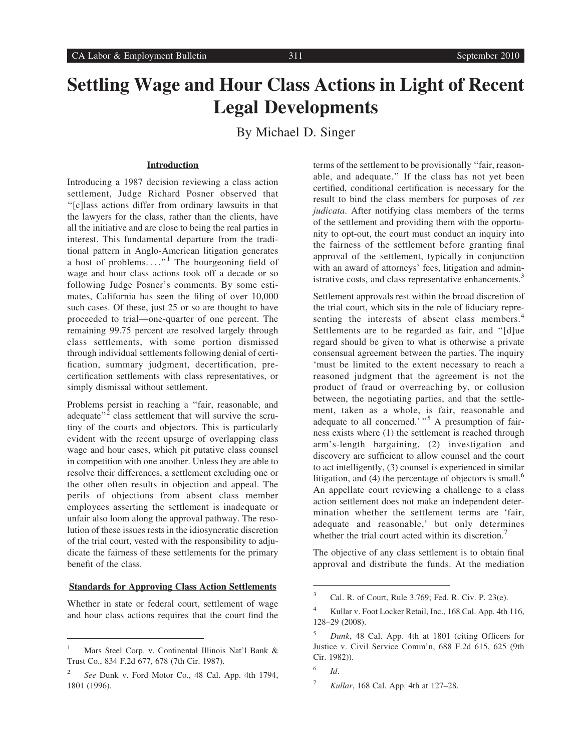# Settling Wage and Hour Class Actions in Light of Recent Legal Developments

By Michael D. Singer

## Introduction

Introducing a 1987 decision reviewing a class action settlement, Judge Richard Posner observed that "[c]lass actions differ from ordinary lawsuits in that the lawyers for the class, rather than the clients, have all the initiative and are close to being the real parties in interest. This fundamental departure from the traditional pattern in Anglo-American litigation generates a host of problems. . . ."[1] The bourgeoning field of wage and hour class actions took off a decade or so following Judge Posner's comments. By some estimates, California has seen the filing of over 10,000 such cases. Of these, just 25 or so are thought to have proceeded to trial—one-quarter of one percent. The remaining 99.75 percent are resolved largely through class settlements, with some portion dismissed through individual settlements following denial of certification, summary judgment, decertification, pre-certification settlements with class representatives, or simply dismissal without settlement.

Problems persist in reaching a "fair, reasonable, and adequate"[2] class settlement that will survive the scrutiny of the courts and objectors. This is particularly evident with the recent upsurge of overlapping class wage and hour cases, which pit putative class counsel in competition with one another. Unless they are able to resolve their differences, a settlement excluding one or the other often results in objection and appeal. The perils of objections from absent class member employees asserting the settlement is inadequate or unfair also loom along the approval pathway. The resolution of these issues rests in the idiosyncratic discretion of the trial court, vested with the responsibility to adjudicate the fairness of these settlements for the primary benefit of the class.

## Standards for Approving Class Action Settlements

Whether in state or federal court, settlement of wage and hour class actions requires that the court find the terms of the settlement to be provisionally "fair, reasonable, and adequate." If the class has not yet been certified, conditional certification is necessary for the result to bind the class members for purposes of *res judicata*. After notifying class members of the terms of the settlement and providing them with the opportunity to opt-out, the court must conduct an inquiry into the fairness of the settlement before granting final approval of the settlement, typically in conjunction with an award of attorneys' fees, litigation and administrative costs, and class representative enhancements.[3]

Settlement approvals rest within the broad discretion of the trial court, which sits in the role of fiduciary representing the interests of absent class members.[4] Settlements are to be regarded as fair, and "[d]ue regard should be given to what is otherwise a private consensual agreement between the parties. The inquiry 'must be limited to the extent necessary to reach a reasoned judgment that the agreement is not the product of fraud or overreaching by, or collusion between, the negotiating parties, and that the settlement, taken as a whole, is fair, reasonable and adequate to all concerned.' "[5] A presumption of fairness exists where (1) the settlement is reached through arm's-length bargaining, (2) investigation and discovery are sufficient to allow counsel and the court to act intelligently, (3) counsel is experienced in similar litigation, and (4) the percentage of objectors is small.[6] An appellate court reviewing a challenge to a class action settlement does not make an independent determination whether the settlement terms are 'fair, adequate and reasonable,' but only determines whether the trial court acted within its discretion.[7]

The objective of any class settlement is to obtain final approval and distribute the funds. At the mediation

---

[1] Mars Steel Corp. v. Continental Illinois Nat'l Bank & Trust Co., 834 F.2d 677, 678 (7th Cir. 1987).

[2] *See* Dunk v. Ford Motor Co., 48 Cal. App. 4th 1794, 1801 (1996).

[3] Cal. R. of Court, Rule 3.769; Fed. R. Civ. P. 23(e).

[4] Kullar v. Foot Locker Retail, Inc., 168 Cal. App. 4th 116, 128–29 (2008).

[5] *Dunk*, 48 Cal. App. 4th at 1801 (citing Officers for Justice v. Civil Service Comm'n, 688 F.2d 615, 625 (9th Cir. 1982)).

[6] *Id*.

[7] *Kullar*, 168 Cal. App. 4th at 127–28.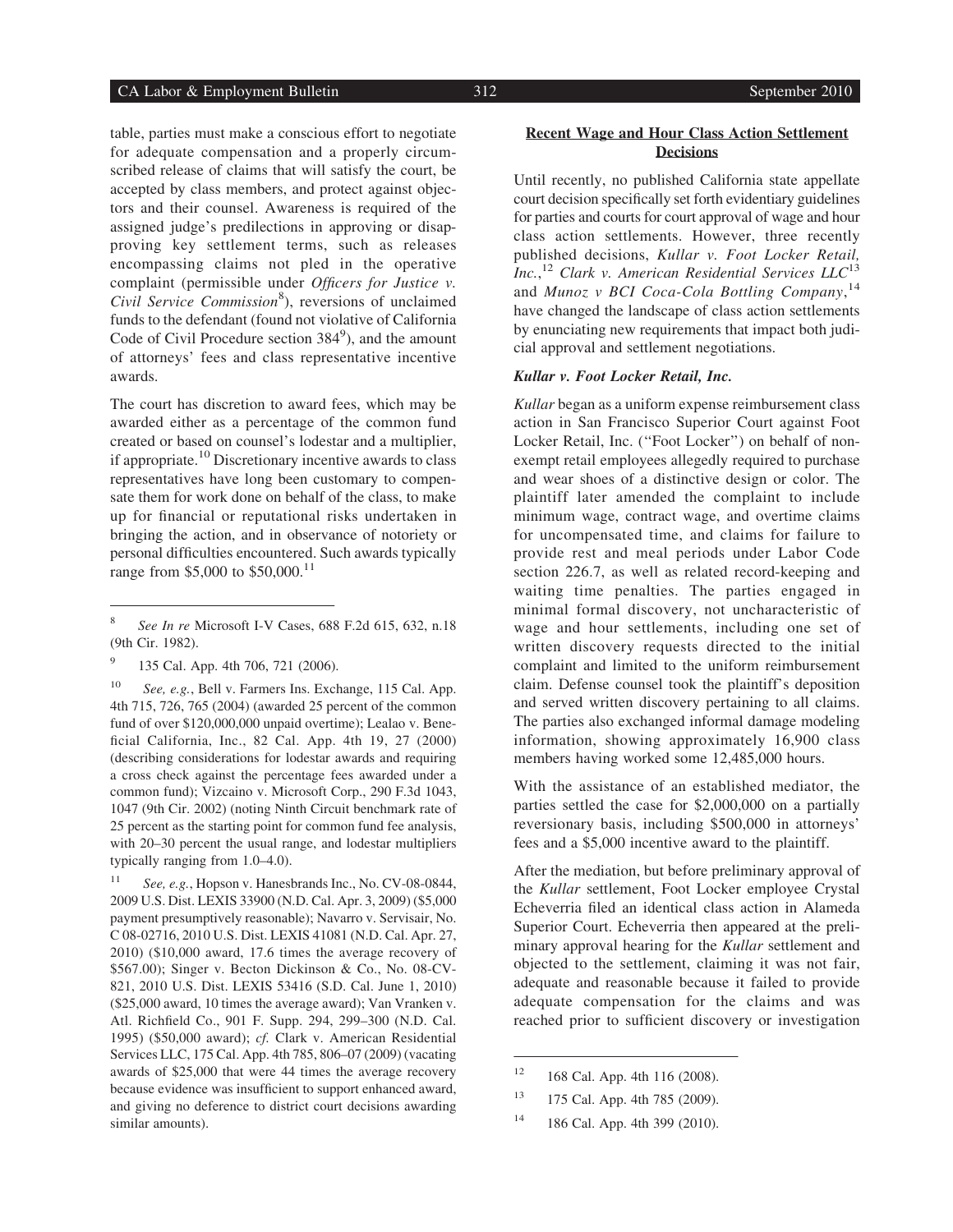table, parties must make a conscious effort to negotiate for adequate compensation and a properly circumscribed release of claims that will satisfy the court, be accepted by class members, and protect against objectors and their counsel. Awareness is required of the assigned judge's predilections in approving or disapproving key settlement terms, such as releases encompassing claims not pled in the operative complaint (permissible under *Officers for Justice v. Civil Service Commission*[8]), reversions of unclaimed funds to the defendant (found not violative of California Code of Civil Procedure section 384[9]), and the amount of attorneys' fees and class representative incentive awards.

The court has discretion to award fees, which may be awarded either as a percentage of the common fund created or based on counsel's lodestar and a multiplier, if appropriate.[10] Discretionary incentive awards to class representatives have long been customary to compensate them for work done on behalf of the class, to make up for financial or reputational risks undertaken in bringing the action, and in observance of notoriety or personal difficulties encountered. Such awards typically range from \$5,000 to \$50,000.[11]

**Recent Wage and Hour Class Action Settlement Decisions**

Until recently, no published California state appellate court decision specifically set forth evidentiary guidelines for parties and courts for court approval of wage and hour class action settlements. However, three recently published decisions, *Kullar v. Foot Locker Retail, Inc.*,[12] *Clark v. American Residential Services LLC*[13] and *Munoz v BCI Coca-Cola Bottling Company*,[14] have changed the landscape of class action settlements by enunciating new requirements that impact both judicial approval and settlement negotiations.

***Kullar v. Foot Locker Retail, Inc.***

*Kullar* began as a uniform expense reimbursement class action in San Francisco Superior Court against Foot Locker Retail, Inc. ("Foot Locker") on behalf of non-exempt retail employees allegedly required to purchase and wear shoes of a distinctive design or color. The plaintiff later amended the complaint to include minimum wage, contract wage, and overtime claims for uncompensated time, and claims for failure to provide rest and meal periods under Labor Code section 226.7, as well as related record-keeping and waiting time penalties. The parties engaged in minimal formal discovery, not uncharacteristic of wage and hour settlements, including one set of written discovery requests directed to the initial complaint and limited to the uniform reimbursement claim. Defense counsel took the plaintiff's deposition and served written discovery pertaining to all claims. The parties also exchanged informal damage modeling information, showing approximately 16,900 class members having worked some 12,485,000 hours.

With the assistance of an established mediator, the parties settled the case for \$2,000,000 on a partially reversionary basis, including \$500,000 in attorneys' fees and a \$5,000 incentive award to the plaintiff.

After the mediation, but before preliminary approval of the *Kullar* settlement, Foot Locker employee Crystal Echeverria filed an identical class action in Alameda Superior Court. Echeverria then appeared at the preliminary approval hearing for the *Kullar* settlement and objected to the settlement, claiming it was not fair, adequate and reasonable because it failed to provide adequate compensation for the claims and was reached prior to sufficient discovery or investigation

---

[8] *See In re* Microsoft I-V Cases, 688 F.2d 615, 632, n.18 (9th Cir. 1982).

[9] 135 Cal. App. 4th 706, 721 (2006).

[10] *See, e.g.*, Bell v. Farmers Ins. Exchange, 115 Cal. App. 4th 715, 726, 765 (2004) (awarded 25 percent of the common fund of over \$120,000,000 unpaid overtime); Lealao v. Beneficial California, Inc., 82 Cal. App. 4th 19, 27 (2000) (describing considerations for lodestar awards and requiring a cross check against the percentage fees awarded under a common fund); Vizcaino v. Microsoft Corp., 290 F.3d 1043, 1047 (9th Cir. 2002) (noting Ninth Circuit benchmark rate of 25 percent as the starting point for common fund fee analysis, with 20–30 percent the usual range, and lodestar multipliers typically ranging from 1.0–4.0).

[11] *See, e.g.*, Hopson v. Hanesbrands Inc., No. CV-08-0844, 2009 U.S. Dist. LEXIS 33900 (N.D. Cal. Apr. 3, 2009) (\$5,000 payment presumptively reasonable); Navarro v. Servisair, No. C 08-02716, 2010 U.S. Dist. LEXIS 41081 (N.D. Cal. Apr. 27, 2010) (\$10,000 award, 17.6 times the average recovery of \$567.00); Singer v. Becton Dickinson & Co., No. 08-CV-821, 2010 U.S. Dist. LEXIS 53416 (S.D. Cal. June 1, 2010) (\$25,000 award, 10 times the average award); Van Vranken v. Atl. Richfield Co., 901 F. Supp. 294, 299–300 (N.D. Cal. 1995) (\$50,000 award); *cf.* Clark v. American Residential Services LLC, 175 Cal. App. 4th 785, 806–07 (2009) (vacating awards of \$25,000 that were 44 times the average recovery because evidence was insufficient to support enhanced award, and giving no deference to district court decisions awarding similar amounts).

[12] 168 Cal. App. 4th 116 (2008).

[13] 175 Cal. App. 4th 785 (2009).

[14] 186 Cal. App. 4th 399 (2010).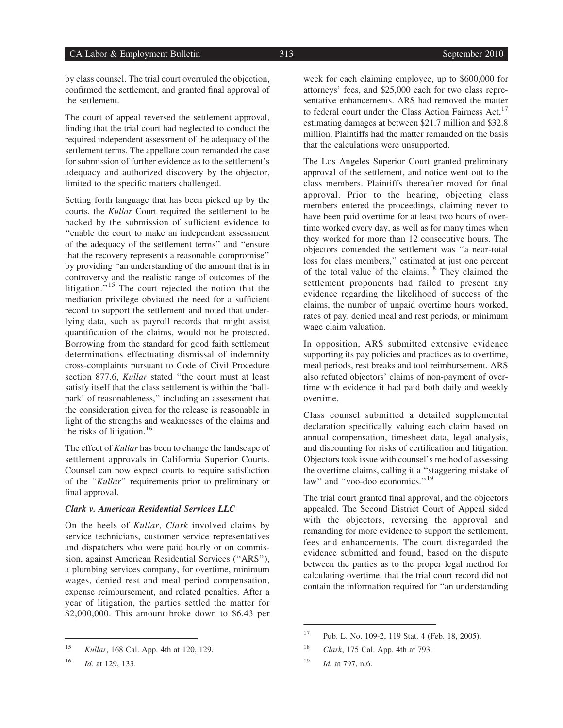by class counsel. The trial court overruled the objection, confirmed the settlement, and granted final approval of the settlement.

The court of appeal reversed the settlement approval, finding that the trial court had neglected to conduct the required independent assessment of the adequacy of the settlement terms. The appellate court remanded the case for submission of further evidence as to the settlement's adequacy and authorized discovery by the objector, limited to the specific matters challenged.

Setting forth language that has been picked up by the courts, the *Kullar* Court required the settlement to be backed by the submission of sufficient evidence to "enable the court to make an independent assessment of the adequacy of the settlement terms" and "ensure that the recovery represents a reasonable compromise" by providing "an understanding of the amount that is in controversy and the realistic range of outcomes of the litigation."[15] The court rejected the notion that the mediation privilege obviated the need for a sufficient record to support the settlement and noted that underlying data, such as payroll records that might assist quantification of the claims, would not be protected. Borrowing from the standard for good faith settlement determinations effectuating dismissal of indemnity cross-complaints pursuant to Code of Civil Procedure section 877.6, *Kullar* stated "the court must at least satisfy itself that the class settlement is within the 'ballpark' of reasonableness," including an assessment that the consideration given for the release is reasonable in light of the strengths and weaknesses of the claims and the risks of litigation.[16]

The effect of *Kullar* has been to change the landscape of settlement approvals in California Superior Courts. Counsel can now expect courts to require satisfaction of the "*Kullar*" requirements prior to preliminary or final approval.

### *Clark v. American Residential Services LLC*

On the heels of *Kullar*, *Clark* involved claims by service technicians, customer service representatives and dispatchers who were paid hourly or on commission, against American Residential Services ("ARS"), a plumbing services company, for overtime, minimum wages, denied rest and meal period compensation, expense reimbursement, and related penalties. After a year of litigation, the parties settled the matter for $2,000,000. This amount broke down to $6.43 per week for each claiming employee, up to $600,000 for attorneys' fees, and $25,000 each for two class representative enhancements. ARS had removed the matter to federal court under the Class Action Fairness Act,[17] estimating damages at between $21.7 million and $32.8 million. Plaintiffs had the matter remanded on the basis that the calculations were unsupported.

The Los Angeles Superior Court granted preliminary approval of the settlement, and notice went out to the class members. Plaintiffs thereafter moved for final approval. Prior to the hearing, objecting class members entered the proceedings, claiming never to have been paid overtime for at least two hours of overtime worked every day, as well as for many times when they worked for more than 12 consecutive hours. The objectors contended the settlement was "a near-total loss for class members," estimated at just one percent of the total value of the claims.[18] They claimed the settlement proponents had failed to present any evidence regarding the likelihood of success of the claims, the number of unpaid overtime hours worked, rates of pay, denied meal and rest periods, or minimum wage claim valuation.

In opposition, ARS submitted extensive evidence supporting its pay policies and practices as to overtime, meal periods, rest breaks and tool reimbursement. ARS also refuted objectors' claims of non-payment of overtime with evidence it had paid both daily and weekly overtime.

Class counsel submitted a detailed supplemental declaration specifically valuing each claim based on annual compensation, timesheet data, legal analysis, and discounting for risks of certification and litigation. Objectors took issue with counsel's method of assessing the overtime claims, calling it a "staggering mistake of law" and "voo-doo economics."[19]

The trial court granted final approval, and the objectors appealed. The Second District Court of Appeal sided with the objectors, reversing the approval and remanding for more evidence to support the settlement, fees and enhancements. The court disregarded the evidence submitted and found, based on the dispute between the parties as to the proper legal method for calculating overtime, that the trial court record did not contain the information required for "an understanding

---

15 *Kullar*, 168 Cal. App. 4th at 120, 129.

16 *Id.* at 129, 133.

17 Pub. L. No. 109-2, 119 Stat. 4 (Feb. 18, 2005).

18 *Clark*, 175 Cal. App. 4th at 793.

19 *Id.* at 797, n.6.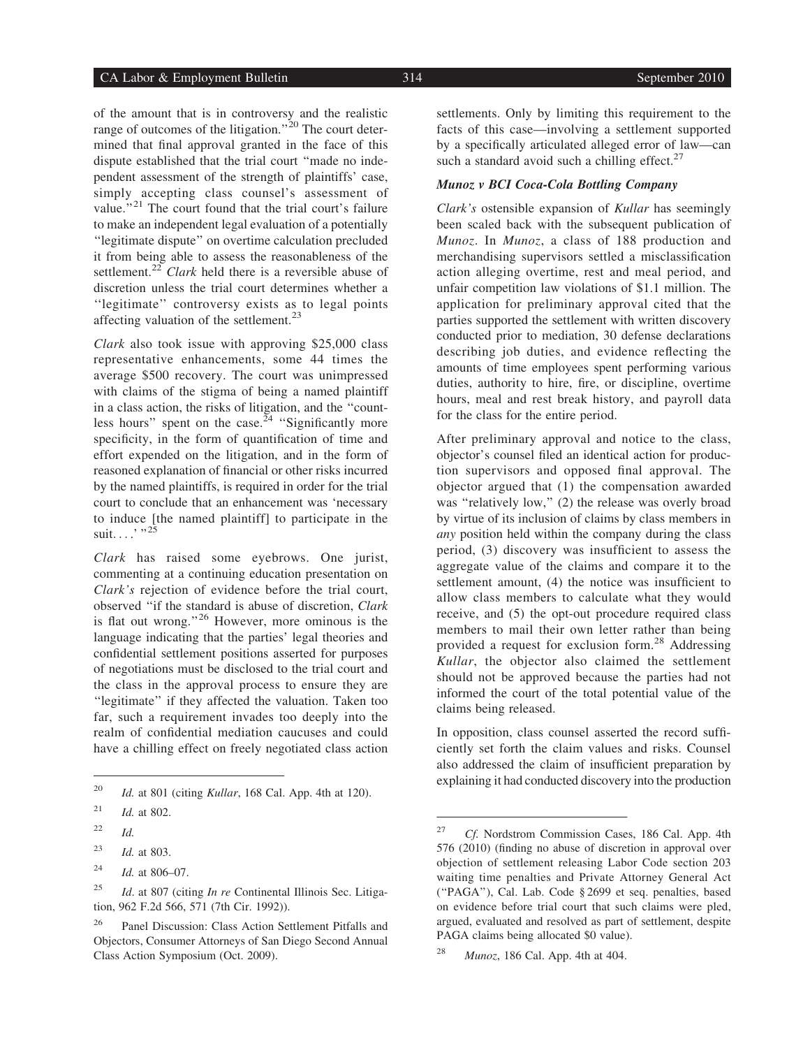of the amount that is in controversy and the realistic range of outcomes of the litigation."[20] The court determined that final approval granted in the face of this dispute established that the trial court "made no independent assessment of the strength of plaintiffs' case, simply accepting class counsel's assessment of value."[21] The court found that the trial court's failure to make an independent legal evaluation of a potentially "legitimate dispute" on overtime calculation precluded it from being able to assess the reasonableness of the settlement.[22] *Clark* held there is a reversible abuse of discretion unless the trial court determines whether a "legitimate" controversy exists as to legal points affecting valuation of the settlement.[23]

*Clark* also took issue with approving $25,000 class representative enhancements, some 44 times the average $500 recovery. The court was unimpressed with claims of the stigma of being a named plaintiff in a class action, the risks of litigation, and the "countless hours" spent on the case.[24] "Significantly more specificity, in the form of quantification of time and effort expended on the litigation, and in the form of reasoned explanation of financial or other risks incurred by the named plaintiffs, is required in order for the trial court to conclude that an enhancement was 'necessary to induce [the named plaintiff] to participate in the suit. . . .' "[25]

*Clark* has raised some eyebrows. One jurist, commenting at a continuing education presentation on *Clark's* rejection of evidence before the trial court, observed "if the standard is abuse of discretion, *Clark* is flat out wrong."[26] However, more ominous is the language indicating that the parties' legal theories and confidential settlement positions asserted for purposes of negotiations must be disclosed to the trial court and the class in the approval process to ensure they are "legitimate" if they affected the valuation. Taken too far, such a requirement invades too deeply into the realm of confidential mediation caucuses and could have a chilling effect on freely negotiated class action settlements. Only by limiting this requirement to the facts of this case—involving a settlement supported by a specifically articulated alleged error of law—can such a standard avoid such a chilling effect.[27]

### *Munoz v BCI Coca-Cola Bottling Company*

*Clark's* ostensible expansion of *Kullar* has seemingly been scaled back with the subsequent publication of *Munoz*. In *Munoz*, a class of 188 production and merchandising supervisors settled a misclassification action alleging overtime, rest and meal period, and unfair competition law violations of $1.1 million. The application for preliminary approval cited that the parties supported the settlement with written discovery conducted prior to mediation, 30 defense declarations describing job duties, and evidence reflecting the amounts of time employees spent performing various duties, authority to hire, fire, or discipline, overtime hours, meal and rest break history, and payroll data for the class for the entire period.

After preliminary approval and notice to the class, objector's counsel filed an identical action for production supervisors and opposed final approval. The objector argued that (1) the compensation awarded was "relatively low," (2) the release was overly broad by virtue of its inclusion of claims by class members in *any* position held within the company during the class period, (3) discovery was insufficient to assess the aggregate value of the claims and compare it to the settlement amount, (4) the notice was insufficient to allow class members to calculate what they would receive, and (5) the opt-out procedure required class members to mail their own letter rather than being provided a request for exclusion form.[28] Addressing *Kullar*, the objector also claimed the settlement should not be approved because the parties had not informed the court of the total potential value of the claims being released.

In opposition, class counsel asserted the record sufficiently set forth the claim values and risks. Counsel also addressed the claim of insufficient preparation by explaining it had conducted discovery into the production

---

[20] *Id.* at 801 (citing *Kullar*, 168 Cal. App. 4th at 120).

[21] *Id.* at 802.

[22] *Id.*

[23] *Id.* at 803.

[24] *Id.* at 806–07.

[25] *Id*. at 807 (citing *In re* Continental Illinois Sec. Litigation, 962 F.2d 566, 571 (7th Cir. 1992)).

[26] Panel Discussion: Class Action Settlement Pitfalls and Objectors, Consumer Attorneys of San Diego Second Annual Class Action Symposium (Oct. 2009).

[27] *Cf.* Nordstrom Commission Cases, 186 Cal. App. 4th 576 (2010) (finding no abuse of discretion in approval over objection of settlement releasing Labor Code section 203 waiting time penalties and Private Attorney General Act ("PAGA"), Cal. Lab. Code § 2699 et seq. penalties, based on evidence before trial court that such claims were pled, argued, evaluated and resolved as part of settlement, despite PAGA claims being allocated $0 value).

[28] *Munoz*, 186 Cal. App. 4th at 404.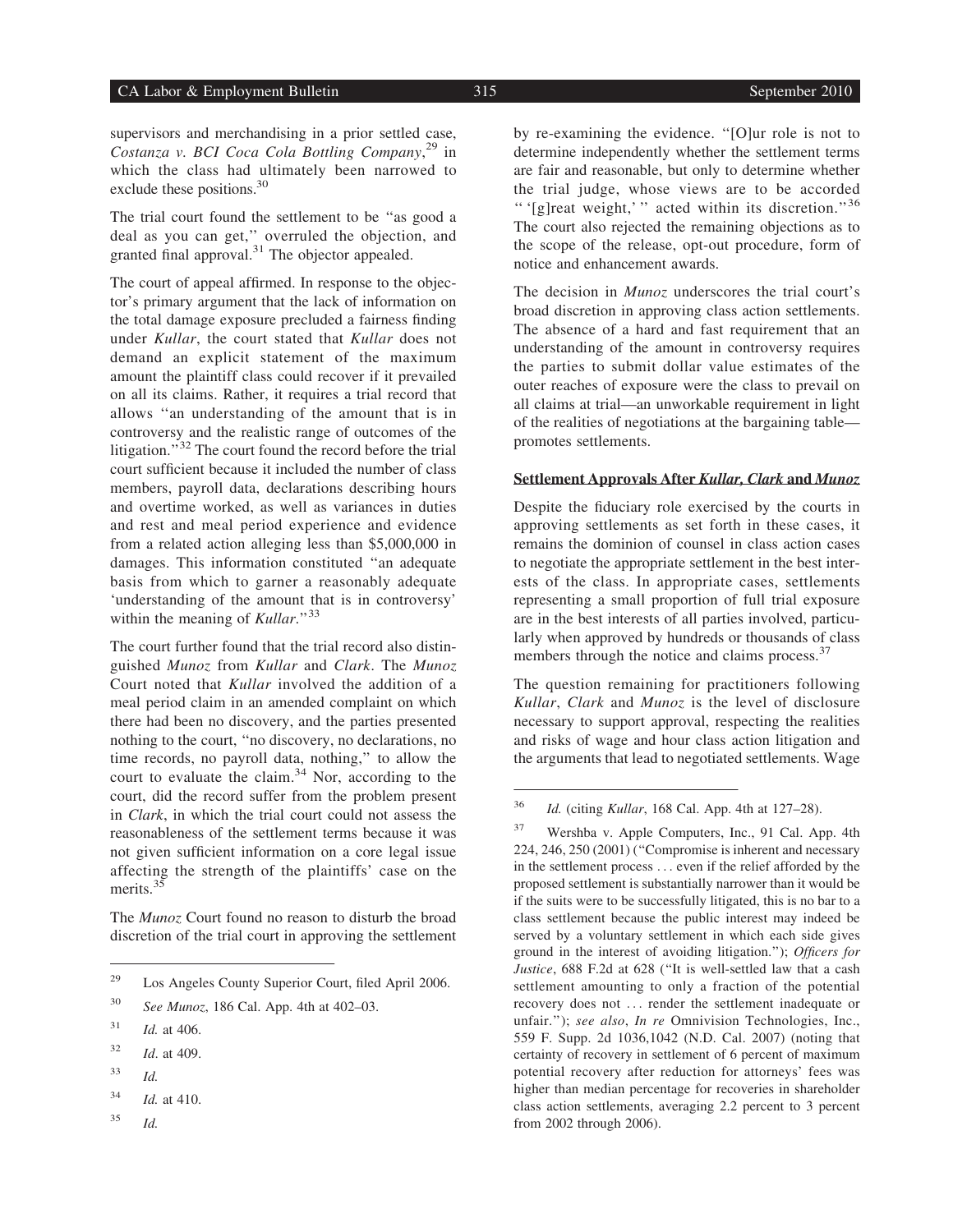supervisors and merchandising in a prior settled case, *Costanza v. BCI Coca Cola Bottling Company*,[29] in which the class had ultimately been narrowed to exclude these positions.[30]

The trial court found the settlement to be ''as good a deal as you can get,'' overruled the objection, and granted final approval.[31] The objector appealed.

The court of appeal affirmed. In response to the objector's primary argument that the lack of information on the total damage exposure precluded a fairness finding under *Kullar*, the court stated that *Kullar* does not demand an explicit statement of the maximum amount the plaintiff class could recover if it prevailed on all its claims. Rather, it requires a trial record that allows ''an understanding of the amount that is in controversy and the realistic range of outcomes of the litigation.''[32] The court found the record before the trial court sufficient because it included the number of class members, payroll data, declarations describing hours and overtime worked, as well as variances in duties and rest and meal period experience and evidence from a related action alleging less than $5,000,000 in damages. This information constituted ''an adequate basis from which to garner a reasonably adequate 'understanding of the amount that is in controversy' within the meaning of *Kullar*.''[33]

The court further found that the trial record also distinguished *Munoz* from *Kullar* and *Clark*. The *Munoz* Court noted that *Kullar* involved the addition of a meal period claim in an amended complaint on which there had been no discovery, and the parties presented nothing to the court, ''no discovery, no declarations, no time records, no payroll data, nothing,'' to allow the court to evaluate the claim.[34] Nor, according to the court, did the record suffer from the problem present in *Clark*, in which the trial court could not assess the reasonableness of the settlement terms because it was not given sufficient information on a core legal issue affecting the strength of the plaintiffs' case on the merits.[35]

The *Munoz* Court found no reason to disturb the broad discretion of the trial court in approving the settlement by re-examining the evidence. ''[O]ur role is not to determine independently whether the settlement terms are fair and reasonable, but only to determine whether the trial judge, whose views are to be accorded '' '[g]reat weight,' '' acted within its discretion.''[36] The court also rejected the remaining objections as to the scope of the release, opt-out procedure, form of notice and enhancement awards.

The decision in *Munoz* underscores the trial court's broad discretion in approving class action settlements. The absence of a hard and fast requirement that an understanding of the amount in controversy requires the parties to submit dollar value estimates of the outer reaches of exposure were the class to prevail on all claims at trial—an unworkable requirement in light of the realities of negotiations at the bargaining table—promotes settlements.

## Settlement Approvals After *Kullar, Clark* and *Munoz*

Despite the fiduciary role exercised by the courts in approving settlements as set forth in these cases, it remains the dominion of counsel in class action cases to negotiate the appropriate settlement in the best interests of the class. In appropriate cases, settlements representing a small proportion of full trial exposure are in the best interests of all parties involved, particularly when approved by hundreds or thousands of class members through the notice and claims process.[37]

The question remaining for practitioners following *Kullar*, *Clark* and *Munoz* is the level of disclosure necessary to support approval, respecting the realities and risks of wage and hour class action litigation and the arguments that lead to negotiated settlements. Wage

---

[29] Los Angeles County Superior Court, filed April 2006.

[30] *See Munoz*, 186 Cal. App. 4th at 402–03.

[31] *Id.* at 406.

[32] *Id*. at 409.

[33] *Id.*

[34] *Id.* at 410.

[35] *Id.*

[36] *Id.* (citing *Kullar*, 168 Cal. App. 4th at 127–28).

[37] Wershba v. Apple Computers, Inc., 91 Cal. App. 4th 224, 246, 250 (2001) (''Compromise is inherent and necessary in the settlement process . . . even if the relief afforded by the proposed settlement is substantially narrower than it would be if the suits were to be successfully litigated, this is no bar to a class settlement because the public interest may indeed be served by a voluntary settlement in which each side gives ground in the interest of avoiding litigation.''); *Officers for Justice*, 688 F.2d at 628 (''It is well-settled law that a cash settlement amounting to only a fraction of the potential recovery does not . . . render the settlement inadequate or unfair.''); *see also*, *In re* Omnivision Technologies, Inc., 559 F. Supp. 2d 1036,1042 (N.D. Cal. 2007) (noting that certainty of recovery in settlement of 6 percent of maximum potential recovery after reduction for attorneys' fees was higher than median percentage for recoveries in shareholder class action settlements, averaging 2.2 percent to 3 percent from 2002 through 2006).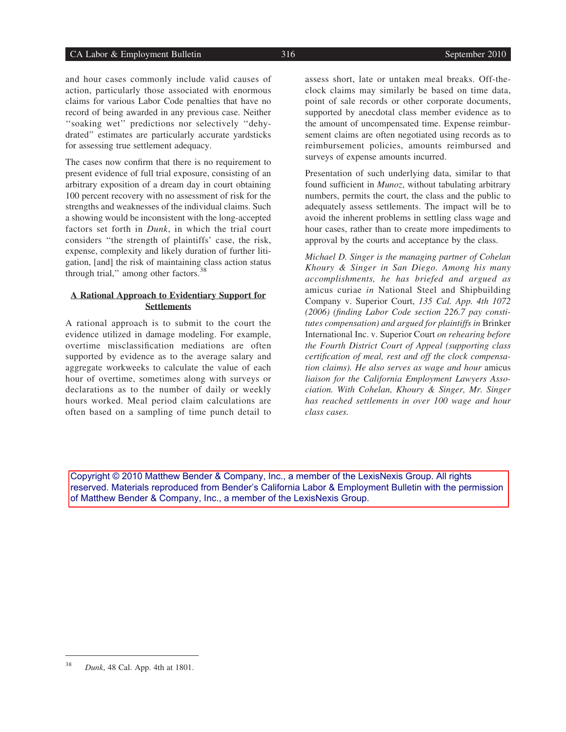and hour cases commonly include valid causes of action, particularly those associated with enormous claims for various Labor Code penalties that have no record of being awarded in any previous case. Neither ''soaking wet'' predictions nor selectively ''dehydrated'' estimates are particularly accurate yardsticks for assessing true settlement adequacy.

The cases now confirm that there is no requirement to present evidence of full trial exposure, consisting of an arbitrary exposition of a dream day in court obtaining 100 percent recovery with no assessment of risk for the strengths and weaknesses of the individual claims. Such a showing would be inconsistent with the long-accepted factors set forth in *Dunk*, in which the trial court considers ''the strength of plaintiffs' case, the risk, expense, complexity and likely duration of further litigation, [and] the risk of maintaining class action status through trial,'' among other factors.[38]

## A Rational Approach to Evidentiary Support for Settlements

A rational approach is to submit to the court the evidence utilized in damage modeling. For example, overtime misclassification mediations are often supported by evidence as to the average salary and aggregate workweeks to calculate the value of each hour of overtime, sometimes along with surveys or declarations as to the number of daily or weekly hours worked. Meal period claim calculations are often based on a sampling of time punch detail to assess short, late or untaken meal breaks. Off-the-clock claims may similarly be based on time data, point of sale records or other corporate documents, supported by anecdotal class member evidence as to the amount of uncompensated time. Expense reimbursement claims are often negotiated using records as to reimbursement policies, amounts reimbursed and surveys of expense amounts incurred.

Presentation of such underlying data, similar to that found sufficient in *Munoz*, without tabulating arbitrary numbers, permits the court, the class and the public to adequately assess settlements. The impact will be to avoid the inherent problems in settling class wage and hour cases, rather than to create more impediments to approval by the courts and acceptance by the class.

*Michael D. Singer is the managing partner of Cohelan Khoury & Singer in San Diego. Among his many accomplishments, he has briefed and argued as amicus curiae in* National Steel and Shipbuilding Company v. Superior Court, *135 Cal. App. 4th 1072 (2006) (finding Labor Code section 226.7 pay constitutes compensation) and argued for plaintiffs in* Brinker International Inc. v. Superior Court *on rehearing before the Fourth District Court of Appeal (supporting class certification of meal, rest and off the clock compensation claims). He also serves as wage and hour* amicus *liaison for the California Employment Lawyers Association. With Cohelan, Khoury & Singer, Mr. Singer has reached settlements in over 100 wage and hour class cases.*

Copyright © 2010 Matthew Bender & Company, Inc., a member of the LexisNexis Group. All rights reserved. Materials reproduced from Bender's California Labor & Employment Bulletin with the permission of Matthew Bender & Company, Inc., a member of the LexisNexis Group.

---

[38] *Dunk*, 48 Cal. App. 4th at 1801.